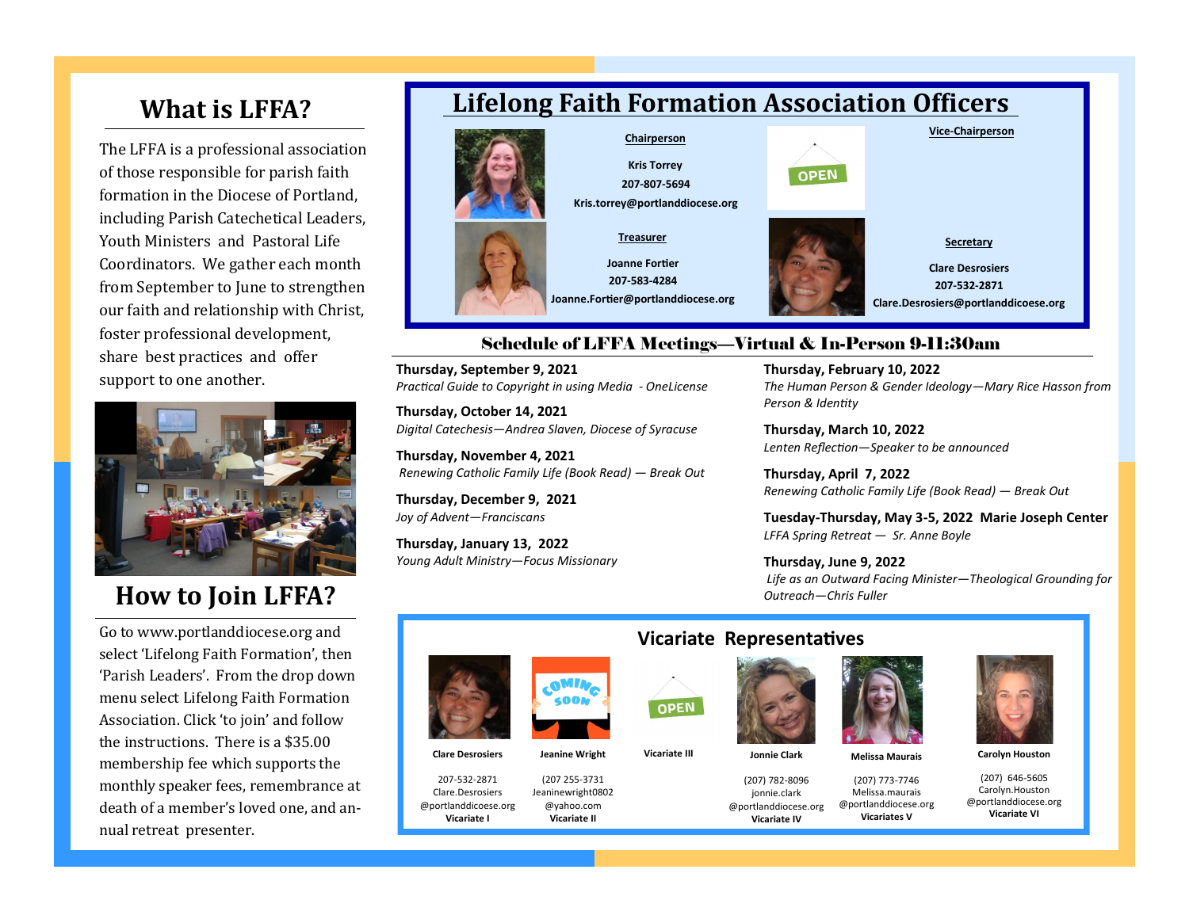## What is LFFA?

The LFFA is a professional association of those responsible for parish faith formation in the Diocese of Portland, including Parish Catechetical Leaders, Youth Ministers and Pastoral Life Coordinators. We gather each month from September to June to strengthen our faith and relationship with Christ, foster professional development, share best practices and offer support to one another.

## How to Join LFFA?

Go to www.portlanddiocese.org and select 'Lifelong Faith Formation', then 'Parish Leaders'. From the drop down menu select Lifelong Faith Formation Association. Click 'to join' and follow the instructions. There is a $35.00 membership fee which supports the monthly speaker fees, remembrance at death of a member's loved one, and annual retreat presenter.

## Lifelong Faith Formation Association Officers

**Chairperson**

**Kris Torrey**
**207-807-5694**
**Kris.torrey@portlanddiocese.org**

**Vice-Chairperson**

OPEN

**Treasurer**

**Joanne Fortier**
**207-583-4284**
**Joanne.Fortier@portlanddiocese.org**

**Secretary**

**Clare Desrosiers**
**207-532-2871**
**Clare.Desrosiers@portlanddiocese.org**

## Schedule of LFFA Meetings—Virtual & In-Person 9-11:30am

**Thursday, September 9, 2021**
*Practical Guide to Copyright in using Media - OneLicense*

**Thursday, October 14, 2021**
*Digital Catechesis—Andrea Slaven, Diocese of Syracuse*

**Thursday, November 4, 2021**
*Renewing Catholic Family Life (Book Read) — Break Out*

**Thursday, December 9, 2021**
*Joy of Advent—Franciscans*

**Thursday, January 13, 2022**
*Young Adult Ministry—Focus Missionary*

**Thursday, February 10, 2022**
*The Human Person & Gender Ideology—Mary Rice Hasson from Person & Identity*

**Thursday, March 10, 2022**
*Lenten Reflection—Speaker to be announced*

**Thursday, April 7, 2022**
*Renewing Catholic Family Life (Book Read) — Break Out*

**Tuesday-Thursday, May 3-5, 2022 Marie Joseph Center**
*LFFA Spring Retreat — Sr. Anne Boyle*

**Thursday, June 9, 2022**
*Life as an Outward Facing Minister—Theological Grounding for Outreach—Chris Fuller*

## Vicariate Representatives

**Clare Desrosiers**
207-532-2871
Clare.Desrosiers@portlanddiocese.org
**Vicariate I**

**Jeanine Wright**
(207 255-3731
Jeaninewright0802@yahoo.com
**Vicariate II**

OPEN
**Vicariate III**

**Jonnie Clark**
(207) 782-8096
jonnie.clark@portlanddiocese.org
**Vicariate IV**

**Melissa Maurais**
(207) 773-7746
Melissa.maurais@portlanddiocese.org
**Vicariates V**

**Carolyn Houston**
(207) 646-5605
Carolyn.Houston@portlanddiocese.org
**Vicariate VI**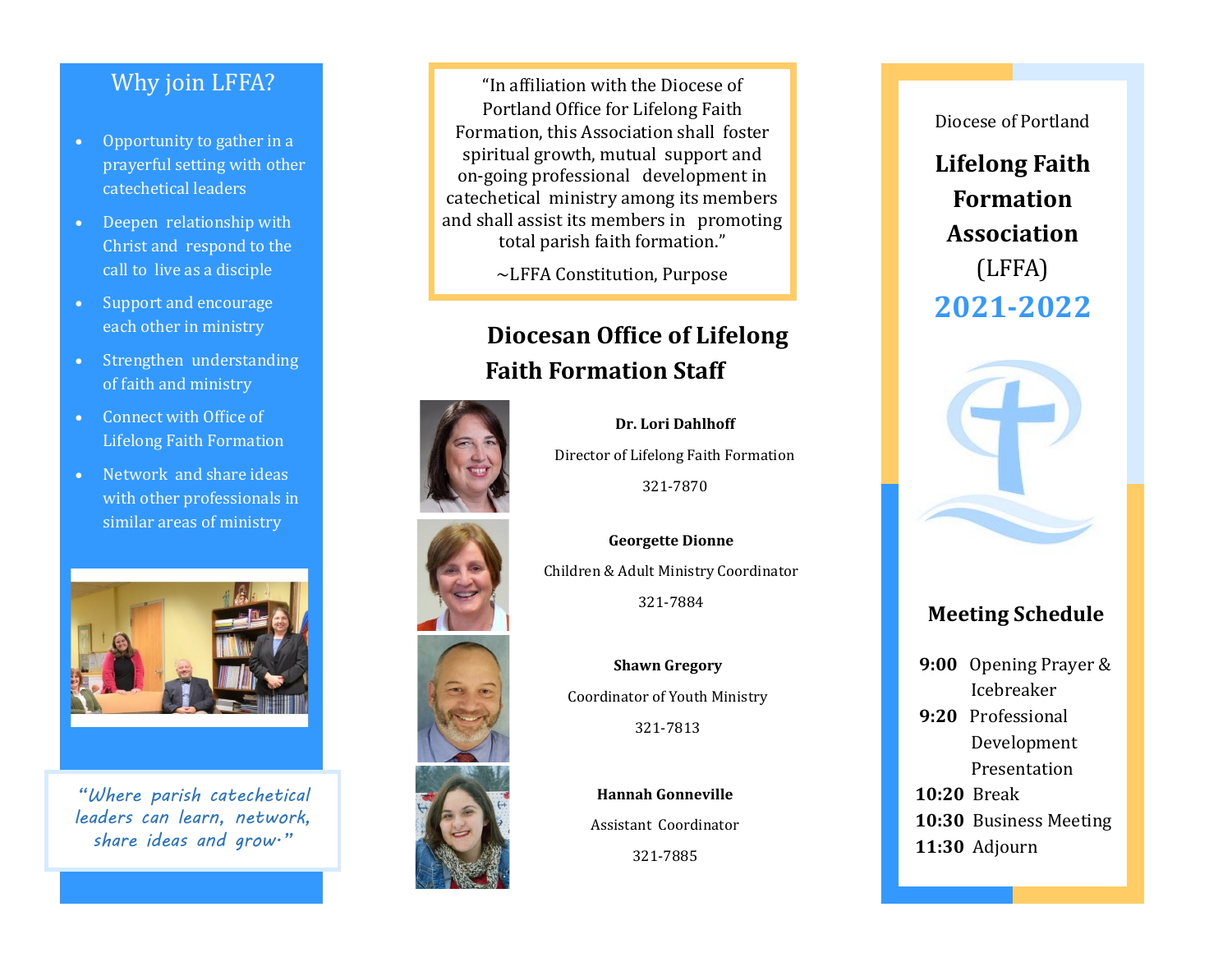## Why join LFFA?

- Opportunity to gather in a prayerful setting with other catechetical leaders
- Deepen relationship with Christ and respond to the call to live as a disciple
- Support and encourage each other in ministry
- Strengthen understanding of faith and ministry
- Connect with Office of Lifelong Faith Formation
- Network and share ideas with other professionals in similar areas of ministry

*"Where parish catechetical leaders can learn, network, share ideas and grow."*

"In affiliation with the Diocese of Portland Office for Lifelong Faith Formation, this Association shall foster spiritual growth, mutual support and on-going professional development in catechetical ministry among its members and shall assist its members in promoting total parish faith formation."

~LFFA Constitution, Purpose

## Diocesan Office of Lifelong Faith Formation Staff

**Dr. Lori Dahlhoff**
Director of Lifelong Faith Formation
321-7870

**Georgette Dionne**
Children & Adult Ministry Coordinator
321-7884

**Shawn Gregory**
Coordinator of Youth Ministry
321-7813

**Hannah Gonneville**
Assistant Coordinator
321-7885

Diocese of Portland

# Lifelong Faith Formation Association (LFFA)

## 2021-2022

## Meeting Schedule

**9:00** Opening Prayer & Icebreaker
**9:20** Professional Development Presentation
**10:20** Break
**10:30** Business Meeting
**11:30** Adjourn